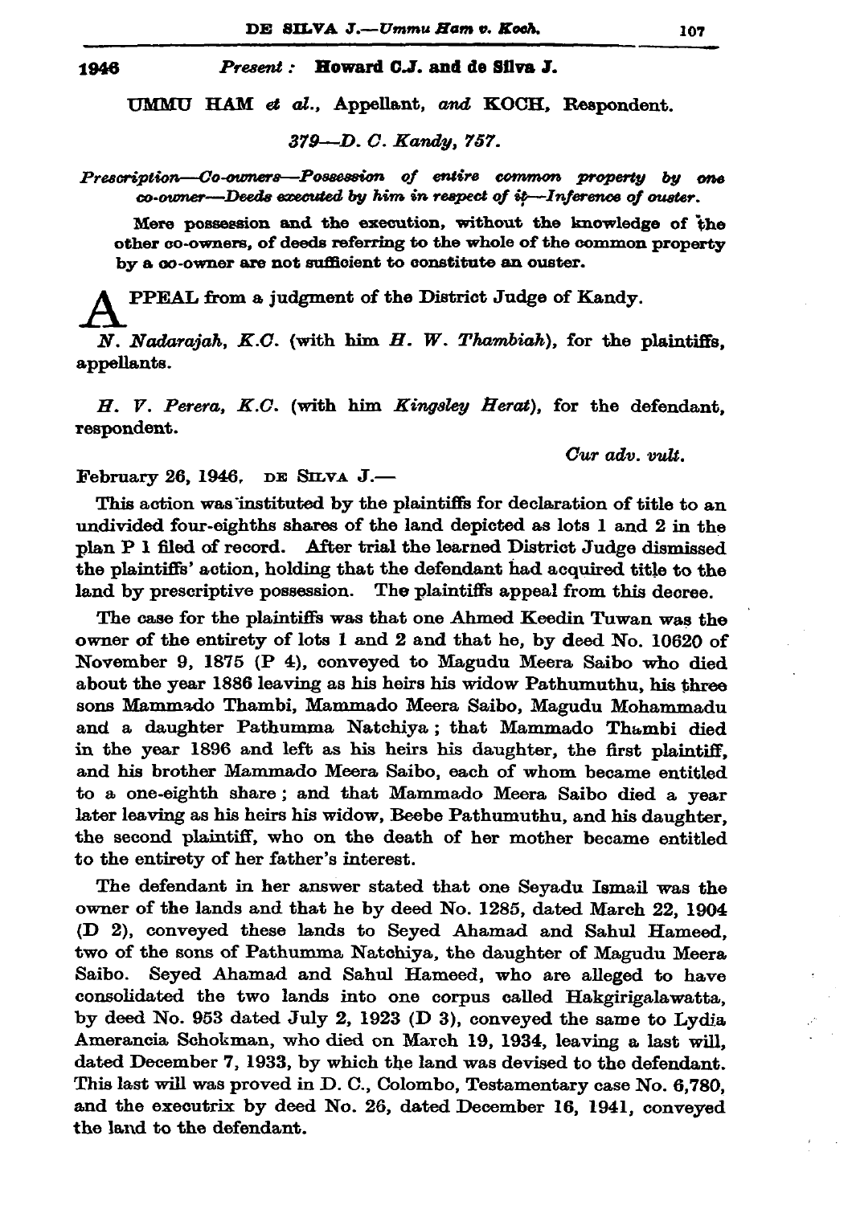1946 *Present:* **Howard C.J. and de Silva J.**

UMMU HAM *et al.*, Appellant, *and* KOCH, Respondent.

*379—D. C. Kandy, 757.*

*Prescription—Co-owners—Possession of entire common property by one co-owner—Deeds executed by him in respect of it—Inference of ouster.*

Mere possession and the execution, without the knowledge of the other co-owners, of deeds referring to the whole of the common property by a co-owner are not sufficient to constitute an ouster.

APPEAL from a judgment of the District Judge of Kandy.

*N. Nadarajah, K.C.* (with him *H. W. Thambiah*), for the plaintiffs, appellants.

*H. V. Perera, K.C.* (with him *Kingsley Herat*), for the defendant, respondent.

*Cur adv. vult.*

February 26, 1946. DE SILVA J.—

This action was instituted by the plaintiffs for declaration of title to an undivided four-eighths shares of the land depicted as lots 1 and 2 in the plan P 1 filed of record. After trial the learned District Judge dismissed the plaintiffs' action, holding that the defendant had acquired title to the land by prescriptive possession. The plaintiffs appeal from this decree.

The case for the plaintiffs was that one Ahmed Keedin Tuwan was the owner of the entirety of lots 1 and 2 and that he, by deed No. 10620 of November 9, 1875 (P 4), conveyed to Magudu Meera Saibo who died about the year 1886 leaving as his heirs his widow Pathumuthu, his three sons Mammado Thambi, Mammado Meera Saibo, Magudu Mohammadu and a daughter Pathumma Natchiya; that Mammado Thambi died in the year 1896 and left as his heirs his daughter, the first plaintiff, and his brother Mammado Meera Saibo, each of whom became entitled to a one-eighth share; and that Mammado Meera Saibo died a year later leaving as his heirs his widow, Beebe Pathumuthu, and his daughter, the second plaintiff, who on the death of her mother became entitled to the entirety of her father's interest.

The defendant in her answer stated that one Seyadu Ismail was the owner of the lands and that he by deed No. 1285, dated March 22, 1904 (D 2), conveyed these lands to Seyed Ahamad and Sahul Hameed, two of the sons of Pathumma Natchiya, the daughter of Magudu Meera Saibo. Seyed Ahamad and Sahul Hameed, who are alleged to have consolidated the two lands into one corpus called Hakgirigalawatta, by deed No. 953 dated July 2, 1923 (D 3), conveyed the same to Lydia Amerancia Schokman, who died on March 19, 1934, leaving a last will, dated December 7, 1933, by which the land was devised to the defendant. This last will was proved in D. C., Colombo, Testamentary case No. 6,780, and the executrix by deed No. 26, dated December 16, 1941, conveyed the land to the defendant.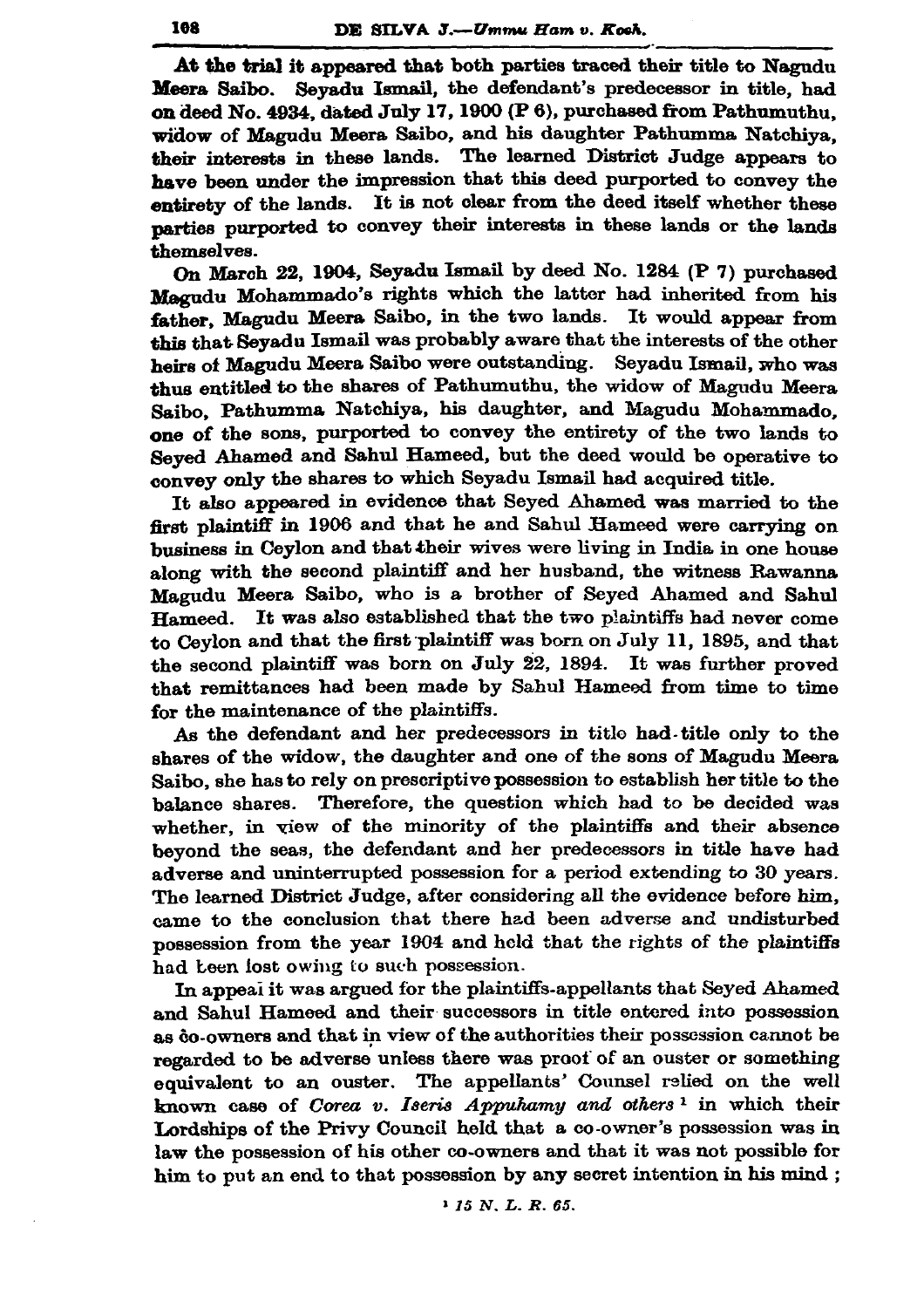At the trial it appeared that both parties traced their title to Nagudu Meera Saibo. Seyadu Ismail, the defendant's predecessor in title, had on deed No. 4934, dated July 17, 1900 (P 6), purchased from Pathumuthu, widow of Magudu Meera Saibo, and his daughter Pathumma Natchiya, their interests in these lands. The learned District Judge appears to have been under the impression that this deed purported to convey the entirety of the lands. It is not clear from the deed itself whether these parties purported to convey their interests in these lands or the lands themselves.

On March 22, 1904, Seyadu Ismail by deed No. 1284 (P 7) purchased Magudu Mohammado's rights which the latter had inherited from his father, Magudu Meera Saibo, in the two lands. It would appear from this that Seyadu Ismail was probably aware that the interests of the other heirs of Magudu Meera Saibo were outstanding. Seyadu Ismail, who was thus entitled to the shares of Pathumuthu, the widow of Magudu Meera Saibo, Pathumma Natchiya, his daughter, and Magudu Mohammado, one of the sons, purported to convey the entirety of the two lands to Seyed Ahamed and Sahul Hameed, but the deed would be operative to convey only the shares to which Seyadu Ismail had acquired title.

It also appeared in evidence that Seyed Ahamed was married to the first plaintiff in 1906 and that he and Sahul Hameed were carrying on business in Ceylon and that their wives were living in India in one house along with the second plaintiff and her husband, the witness Rawanna Magudu Meera Saibo, who is a brother of Seyed Ahamed and Sahul Hameed. It was also established that the two plaintiffs had never come to Ceylon and that the first plaintiff was born on July 11, 1895, and that the second plaintiff was born on July 22, 1894. It was further proved that remittances had been made by Sahul Hameed from time to time for the maintenance of the plaintiffs.

As the defendant and her predecessors in title had title only to the shares of the widow, the daughter and one of the sons of Magudu Meera Saibo, she has to rely on prescriptive possession to establish her title to the balance shares. Therefore, the question which had to be decided was whether, in view of the minority of the plaintiffs and their absence beyond the seas, the defendant and her predecessors in title have had adverse and uninterrupted possession for a period extending to 30 years. The learned District Judge, after considering all the evidence before him, came to the conclusion that there had been adverse and undisturbed possession from the year 1904 and held that the rights of the plaintiffs had been lost owing to such possession.

In appeal it was argued for the plaintiffs-appellants that Seyed Ahamed and Sahul Hameed and their successors in title entered into possession as co-owners and that in view of the authorities their possession cannot be regarded to be adverse unless there was proof of an ouster or something equivalent to an ouster. The appellants' Counsel relied on the well known case of *Corea v. Iseris Appuhamy and others* [1] in which their Lordships of the Privy Council held that a co-owner's possession was in law the possession of his other co-owners and that it was not possible for him to put an end to that possession by any secret intention in his mind ;

[1] *15 N. L. R. 65.*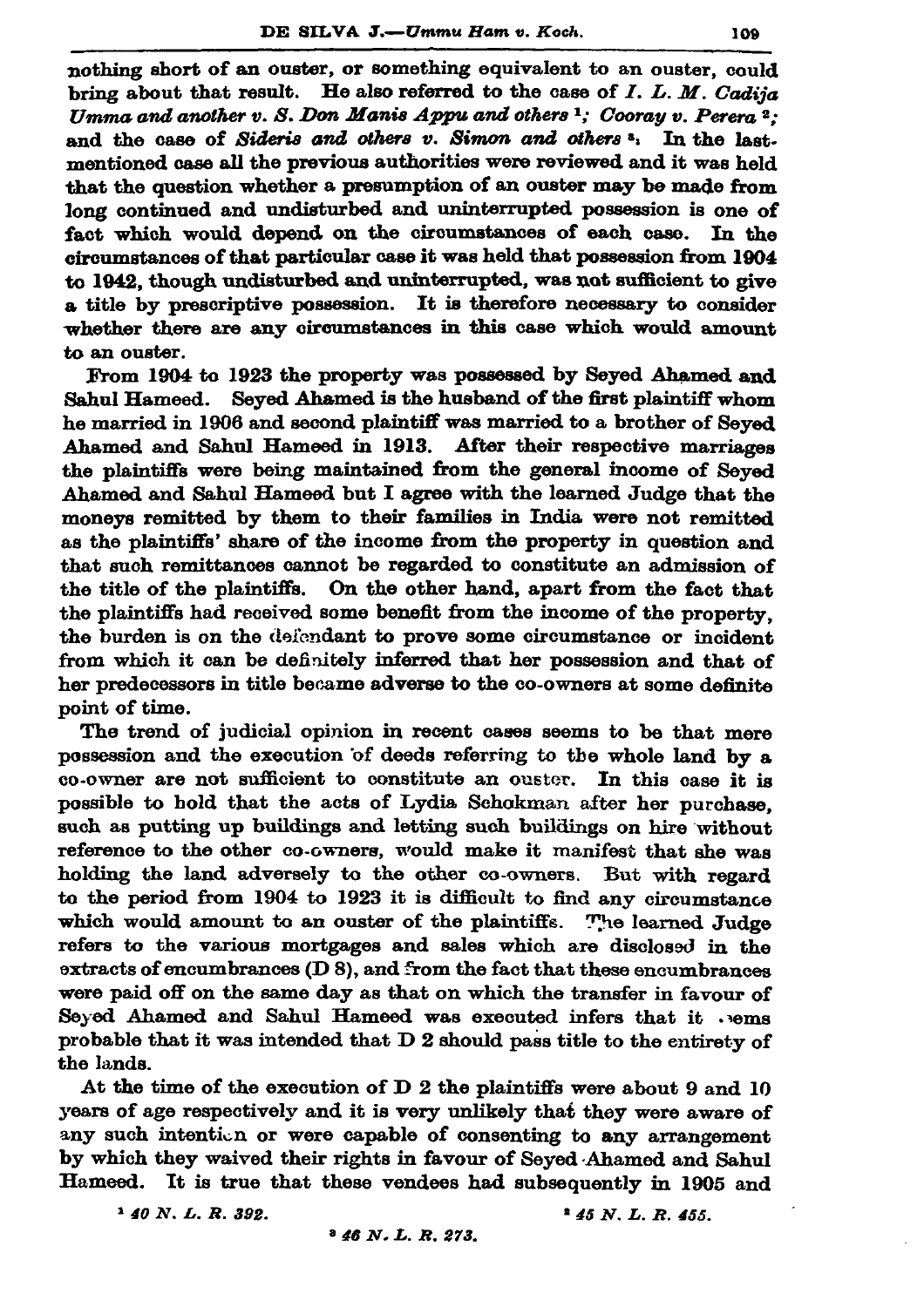nothing short of an ouster, or something equivalent to an ouster, could bring about that result. He also referred to the case of *I. L. M. Cadija Umma and another v. S. Don Manis Appu and others* [1]; *Cooray v. Perera* [2]; and the case of *Sideris and others v. Simon and others* [3]. In the last-mentioned case all the previous authorities were reviewed and it was held that the question whether a presumption of an ouster may be made from long continued and undisturbed and uninterrupted possession is one of fact which would depend on the circumstances of each case. In the circumstances of that particular case it was held that possession from 1904 to 1942, though undisturbed and uninterrupted, was not sufficient to give a title by prescriptive possession. It is therefore necessary to consider whether there are any circumstances in this case which would amount to an ouster.

From 1904 to 1923 the property was possessed by Seyed Ahamed and Sahul Hameed. Seyed Ahamed is the husband of the first plaintiff whom he married in 1906 and second plaintiff was married to a brother of Seyed Ahamed and Sahul Hameed in 1913. After their respective marriages the plaintiffs were being maintained from the general income of Seyed Ahamed and Sahul Hameed but I agree with the learned Judge that the moneys remitted by them to their families in India were not remitted as the plaintiffs' share of the income from the property in question and that such remittances cannot be regarded to constitute an admission of the title of the plaintiffs. On the other hand, apart from the fact that the plaintiffs had received some benefit from the income of the property, the burden is on the defendant to prove some circumstance or incident from which it can be definitely inferred that her possession and that of her predecessors in title became adverse to the co-owners at some definite point of time.

The trend of judicial opinion in recent cases seems to be that mere possession and the execution of deeds referring to the whole land by a co-owner are not sufficient to constitute an ouster. In this case it is possible to hold that the acts of Lydia Schokman after her purchase, such as putting up buildings and letting such buildings on hire without reference to the other co-owners, would make it manifest that she was holding the land adversely to the other co-owners. But with regard to the period from 1904 to 1923 it is difficult to find any circumstance which would amount to an ouster of the plaintiffs. The learned Judge refers to the various mortgages and sales which are disclosed in the extracts of encumbrances (D 8), and from the fact that these encumbrances were paid off on the same day as that on which the transfer in favour of Seyed Ahamed and Sahul Hameed was executed infers that it seems probable that it was intended that D 2 should pass title to the entirety of the lands.

At the time of the execution of D 2 the plaintiffs were about 9 and 10 years of age respectively and it is very unlikely that they were aware of any such intention or were capable of consenting to any arrangement by which they waived their rights in favour of Seyed Ahamed and Sahul Hameed. It is true that these vendees had subsequently in 1905 and

[1] *40 N. L. R. 392.*

[2] *45 N. L. R. 455.*

[3] *46 N. L. R. 273.*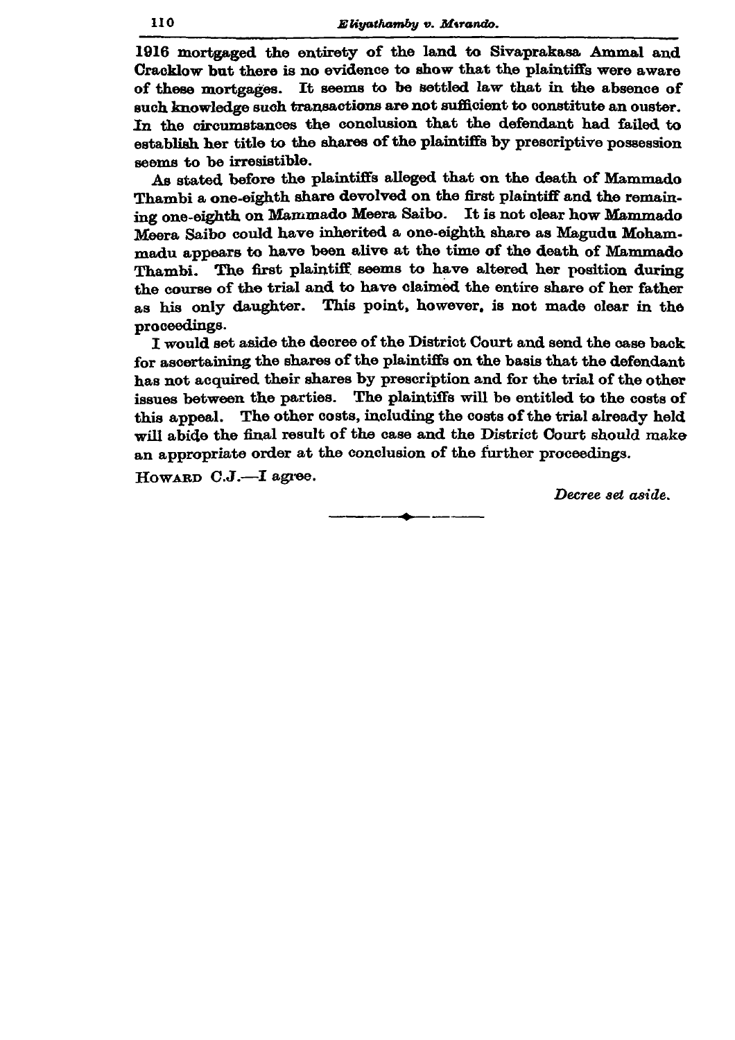1916 mortgaged the entirety of the land to Sivaprakasa Ammal and Cracklow but there is no evidence to show that the plaintiffs were aware of these mortgages. It seems to be settled law that in the absence of such knowledge such transactions are not sufficient to constitute an ouster. In the circumstances the conclusion that the defendant had failed to establish her title to the shares of the plaintiffs by prescriptive possession seems to be irresistible.

As stated before the plaintiffs alleged that on the death of Mammado Thambi a one-eighth share devolved on the first plaintiff and the remaining one-eighth on Mammado Meera Saibo. It is not clear how Mammado Meera Saibo could have inherited a one-eighth share as Magudu Mohammadu appears to have been alive at the time of the death of Mammado Thambi. The first plaintiff seems to have altered her position during the course of the trial and to have claimed the entire share of her father as his only daughter. This point, however, is not made clear in the proceedings.

I would set aside the decree of the District Court and send the case back for ascertaining the shares of the plaintiffs on the basis that the defendant has not acquired their shares by prescription and for the trial of the other issues between the parties. The plaintiffs will be entitled to the costs of this appeal. The other costs, including the costs of the trial already held will abide the final result of the case and the District Court should make an appropriate order at the conclusion of the further proceedings.

HOWARD C.J.—I agree.

*Decree set aside.*